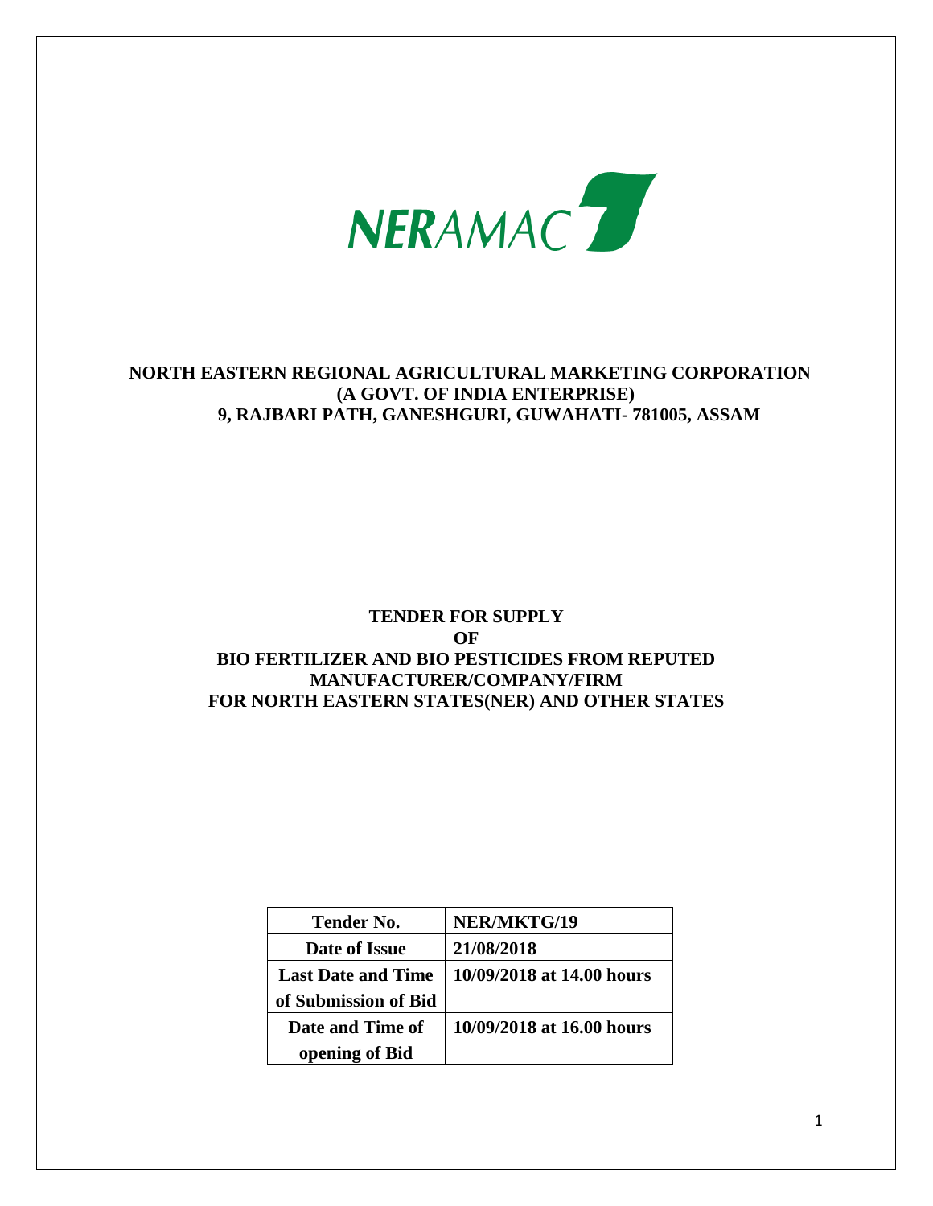NERAMAC

# NORTH EASTERN REGIONAL AGRICULTURAL MARKETING CORPORATION
## (A GOVT. OF INDIA ENTERPRISE)
## 9, RAJBARI PATH, GANESHGURI, GUWAHATI- 781005, ASSAM

# TENDER FOR SUPPLY OF BIO FERTILIZER AND BIO PESTICIDES FROM REPUTED MANUFACTURER/COMPANY/FIRM FOR NORTH EASTERN STATES(NER) AND OTHER STATES

| Tender No. | NER/MKTG/19 |
|---|---|
| Date of Issue | 21/08/2018 |
| Last Date and Time of Submission of Bid | 10/09/2018 at 14.00 hours |
| Date and Time of opening of Bid | 10/09/2018 at 16.00 hours |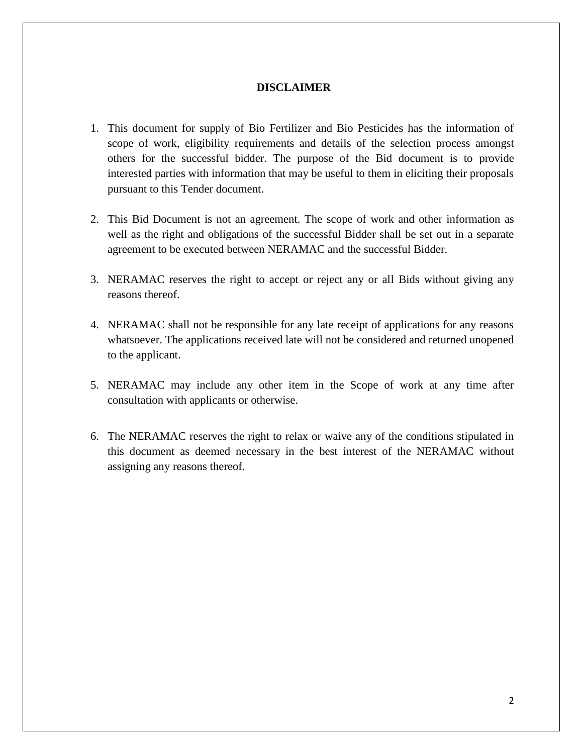# DISCLAIMER

1. This document for supply of Bio Fertilizer and Bio Pesticides has the information of scope of work, eligibility requirements and details of the selection process amongst others for the successful bidder. The purpose of the Bid document is to provide interested parties with information that may be useful to them in eliciting their proposals pursuant to this Tender document.

2. This Bid Document is not an agreement. The scope of work and other information as well as the right and obligations of the successful Bidder shall be set out in a separate agreement to be executed between NERAMAC and the successful Bidder.

3. NERAMAC reserves the right to accept or reject any or all Bids without giving any reasons thereof.

4. NERAMAC shall not be responsible for any late receipt of applications for any reasons whatsoever. The applications received late will not be considered and returned unopened to the applicant.

5. NERAMAC may include any other item in the Scope of work at any time after consultation with applicants or otherwise.

6. The NERAMAC reserves the right to relax or waive any of the conditions stipulated in this document as deemed necessary in the best interest of the NERAMAC without assigning any reasons thereof.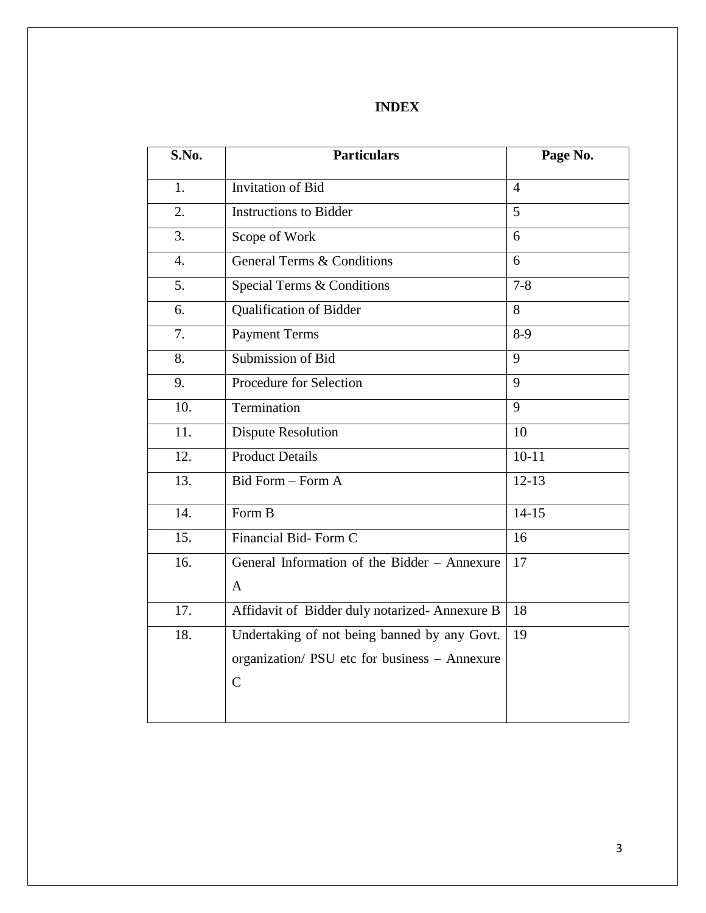# INDEX

| S.No. | Particulars | Page No. |
|---|---|---|
| 1. | Invitation of Bid | 4 |
| 2. | Instructions to Bidder | 5 |
| 3. | Scope of Work | 6 |
| 4. | General Terms & Conditions | 6 |
| 5. | Special Terms & Conditions | 7-8 |
| 6. | Qualification of Bidder | 8 |
| 7. | Payment Terms | 8-9 |
| 8. | Submission of Bid | 9 |
| 9. | Procedure for Selection | 9 |
| 10. | Termination | 9 |
| 11. | Dispute Resolution | 10 |
| 12. | Product Details | 10-11 |
| 13. | Bid Form – Form A | 12-13 |
| 14. | Form B | 14-15 |
| 15. | Financial Bid- Form C | 16 |
| 16. | General Information of the Bidder – Annexure A | 17 |
| 17. | Affidavit of Bidder duly notarized- Annexure B | 18 |
| 18. | Undertaking of not being banned by any Govt. organization/ PSU etc for business – Annexure C | 19 |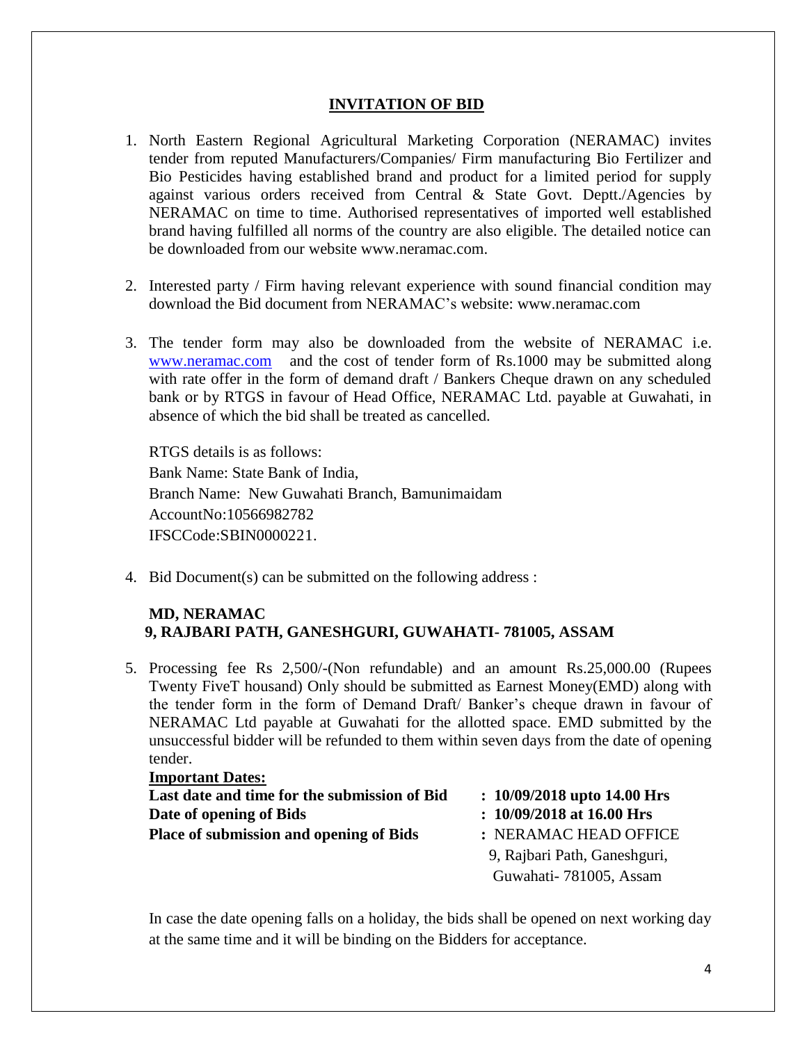## INVITATION OF BID

1. North Eastern Regional Agricultural Marketing Corporation (NERAMAC) invites tender from reputed Manufacturers/Companies/ Firm manufacturing Bio Fertilizer and Bio Pesticides having established brand and product for a limited period for supply against various orders received from Central & State Govt. Deptt./Agencies by NERAMAC on time to time. Authorised representatives of imported well established brand having fulfilled all norms of the country are also eligible. The detailed notice can be downloaded from our website www.neramac.com.

2. Interested party / Firm having relevant experience with sound financial condition may download the Bid document from NERAMAC's website: www.neramac.com

3. The tender form may also be downloaded from the website of NERAMAC i.e. www.neramac.com and the cost of tender form of Rs.1000 may be submitted along with rate offer in the form of demand draft / Bankers Cheque drawn on any scheduled bank or by RTGS in favour of Head Office, NERAMAC Ltd. payable at Guwahati, in absence of which the bid shall be treated as cancelled.

   RTGS details is as follows:
   Bank Name: State Bank of India,
   Branch Name: New Guwahati Branch, Bamunimaidam
   AccountNo:10566982782
   IFSCCode:SBIN0000221.

4. Bid Document(s) can be submitted on the following address :

   **MD, NERAMAC**
   **9, RAJBARI PATH, GANESHGURI, GUWAHATI- 781005, ASSAM**

5. Processing fee Rs 2,500/-(Non refundable) and an amount Rs.25,000.00 (Rupees Twenty FiveT housand) Only should be submitted as Earnest Money(EMD) along with the tender form in the form of Demand Draft/ Banker's cheque drawn in favour of NERAMAC Ltd payable at Guwahati for the allotted space. EMD submitted by the unsuccessful bidder will be refunded to them within seven days from the date of opening tender.

**Important Dates:**

| | |
|---|---|
| **Last date and time for the submission of Bid** | **: 10/09/2018 upto 14.00 Hrs** |
| **Date of opening of Bids** | **: 10/09/2018 at 16.00 Hrs** |
| **Place of submission and opening of Bids** | **:** NERAMAC HEAD OFFICE 9, Rajbari Path, Ganeshguri, Guwahati- 781005, Assam |

In case the date opening falls on a holiday, the bids shall be opened on next working day at the same time and it will be binding on the Bidders for acceptance.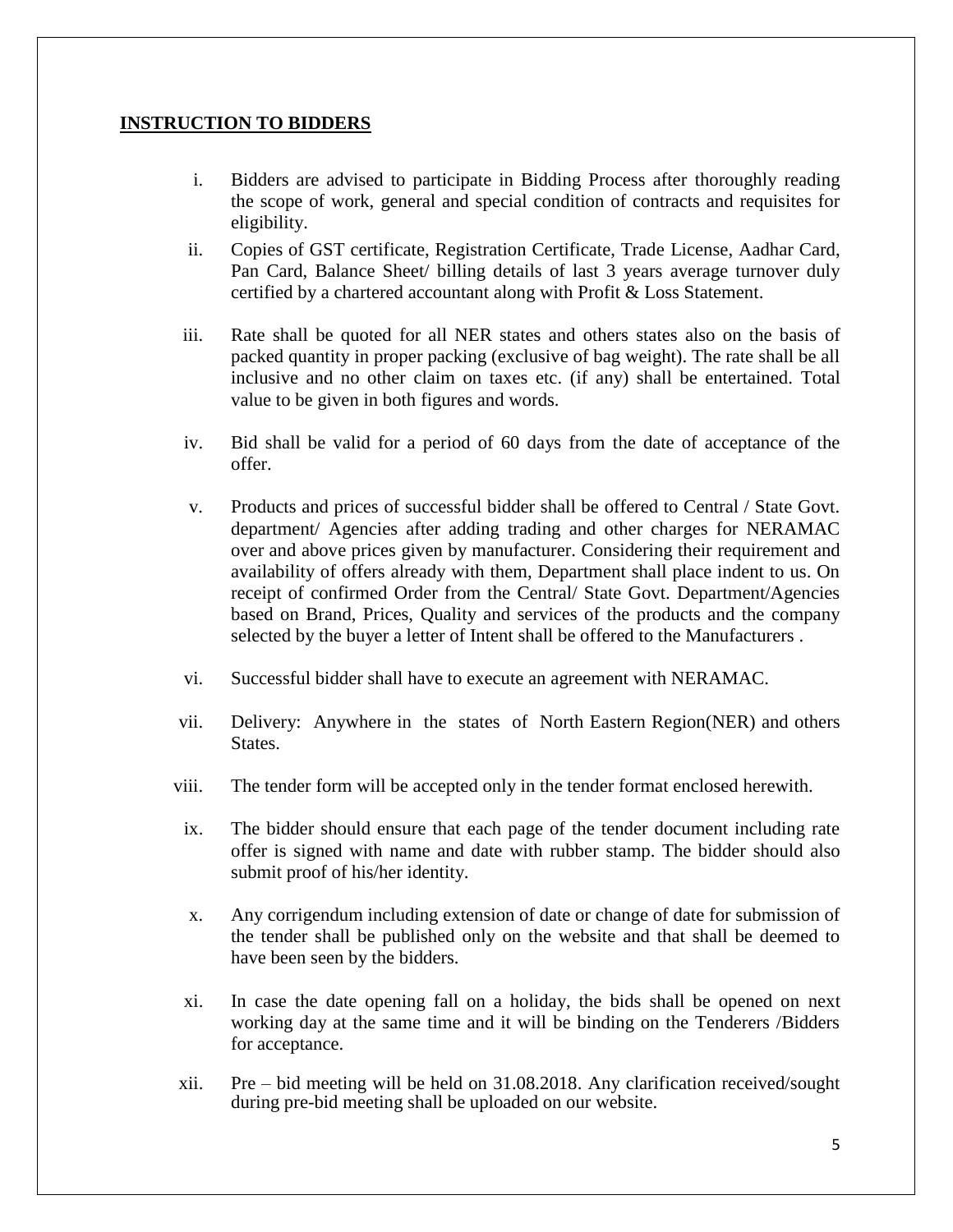## INSTRUCTION TO BIDDERS

i. Bidders are advised to participate in Bidding Process after thoroughly reading the scope of work, general and special condition of contracts and requisites for eligibility.

ii. Copies of GST certificate, Registration Certificate, Trade License, Aadhar Card, Pan Card, Balance Sheet/ billing details of last 3 years average turnover duly certified by a chartered accountant along with Profit & Loss Statement.

iii. Rate shall be quoted for all NER states and others states also on the basis of packed quantity in proper packing (exclusive of bag weight). The rate shall be all inclusive and no other claim on taxes etc. (if any) shall be entertained. Total value to be given in both figures and words.

iv. Bid shall be valid for a period of 60 days from the date of acceptance of the offer.

v. Products and prices of successful bidder shall be offered to Central / State Govt. department/ Agencies after adding trading and other charges for NERAMAC over and above prices given by manufacturer. Considering their requirement and availability of offers already with them, Department shall place indent to us. On receipt of confirmed Order from the Central/ State Govt. Department/Agencies based on Brand, Prices, Quality and services of the products and the company selected by the buyer a letter of Intent shall be offered to the Manufacturers .

vi. Successful bidder shall have to execute an agreement with NERAMAC.

vii. Delivery: Anywhere in the states of North Eastern Region(NER) and others States.

viii. The tender form will be accepted only in the tender format enclosed herewith.

ix. The bidder should ensure that each page of the tender document including rate offer is signed with name and date with rubber stamp. The bidder should also submit proof of his/her identity.

x. Any corrigendum including extension of date or change of date for submission of the tender shall be published only on the website and that shall be deemed to have been seen by the bidders.

xi. In case the date opening fall on a holiday, the bids shall be opened on next working day at the same time and it will be binding on the Tenderers /Bidders for acceptance.

xii. Pre – bid meeting will be held on 31.08.2018. Any clarification received/sought during pre-bid meeting shall be uploaded on our website.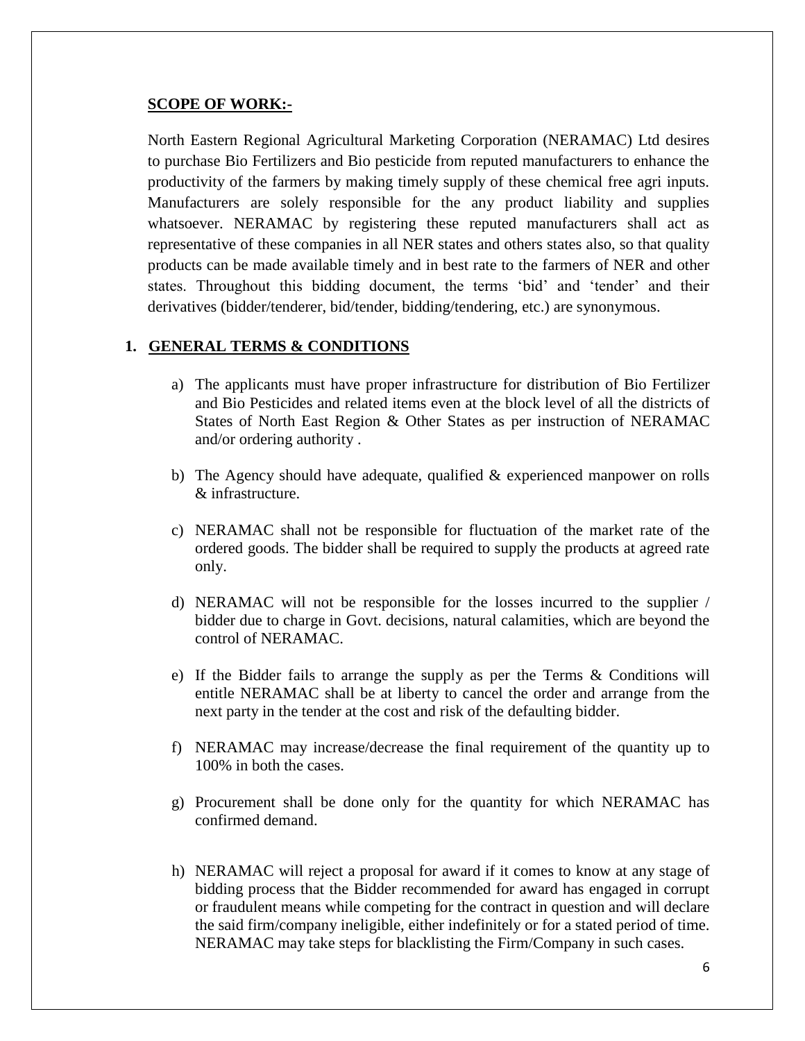**SCOPE OF WORK:-**

North Eastern Regional Agricultural Marketing Corporation (NERAMAC) Ltd desires to purchase Bio Fertilizers and Bio pesticide from reputed manufacturers to enhance the productivity of the farmers by making timely supply of these chemical free agri inputs. Manufacturers are solely responsible for the any product liability and supplies whatsoever. NERAMAC by registering these reputed manufacturers shall act as representative of these companies in all NER states and others states also, so that quality products can be made available timely and in best rate to the farmers of NER and other states. Throughout this bidding document, the terms 'bid' and 'tender' and their derivatives (bidder/tenderer, bid/tender, bidding/tendering, etc.) are synonymous.

## 1. GENERAL TERMS & CONDITIONS

a) The applicants must have proper infrastructure for distribution of Bio Fertilizer and Bio Pesticides and related items even at the block level of all the districts of States of North East Region & Other States as per instruction of NERAMAC and/or ordering authority .

b) The Agency should have adequate, qualified & experienced manpower on rolls & infrastructure.

c) NERAMAC shall not be responsible for fluctuation of the market rate of the ordered goods. The bidder shall be required to supply the products at agreed rate only.

d) NERAMAC will not be responsible for the losses incurred to the supplier / bidder due to charge in Govt. decisions, natural calamities, which are beyond the control of NERAMAC.

e) If the Bidder fails to arrange the supply as per the Terms & Conditions will entitle NERAMAC shall be at liberty to cancel the order and arrange from the next party in the tender at the cost and risk of the defaulting bidder.

f) NERAMAC may increase/decrease the final requirement of the quantity up to 100% in both the cases.

g) Procurement shall be done only for the quantity for which NERAMAC has confirmed demand.

h) NERAMAC will reject a proposal for award if it comes to know at any stage of bidding process that the Bidder recommended for award has engaged in corrupt or fraudulent means while competing for the contract in question and will declare the said firm/company ineligible, either indefinitely or for a stated period of time. NERAMAC may take steps for blacklisting the Firm/Company in such cases.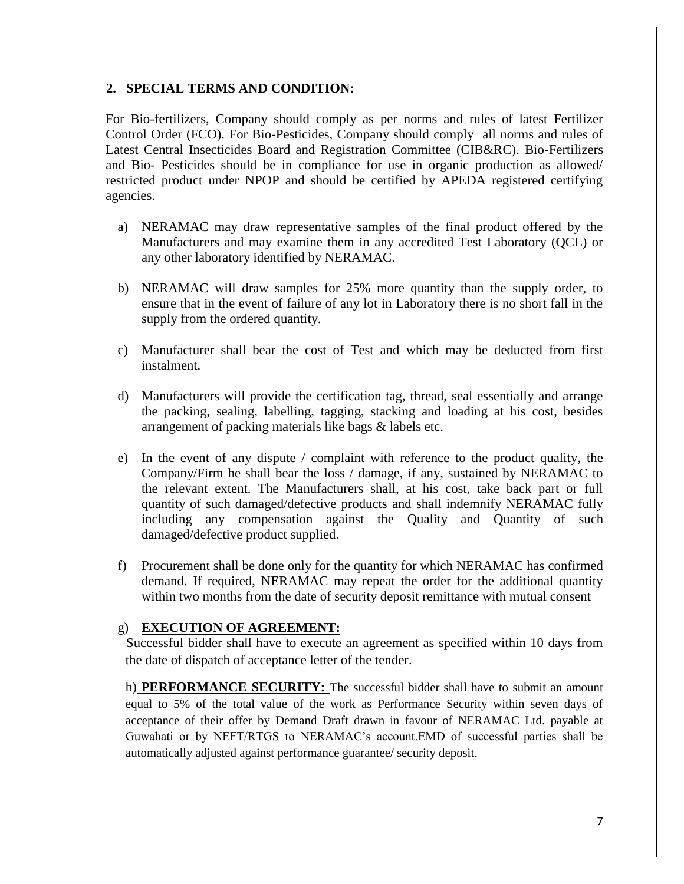## 2. SPECIAL TERMS AND CONDITION:

For Bio-fertilizers, Company should comply as per norms and rules of latest Fertilizer Control Order (FCO). For Bio-Pesticides, Company should comply all norms and rules of Latest Central Insecticides Board and Registration Committee (CIB&RC). Bio-Fertilizers and Bio- Pesticides should be in compliance for use in organic production as allowed/ restricted product under NPOP and should be certified by APEDA registered certifying agencies.

a) NERAMAC may draw representative samples of the final product offered by the Manufacturers and may examine them in any accredited Test Laboratory (QCL) or any other laboratory identified by NERAMAC.

b) NERAMAC will draw samples for 25% more quantity than the supply order, to ensure that in the event of failure of any lot in Laboratory there is no short fall in the supply from the ordered quantity.

c) Manufacturer shall bear the cost of Test and which may be deducted from first instalment.

d) Manufacturers will provide the certification tag, thread, seal essentially and arrange the packing, sealing, labelling, tagging, stacking and loading at his cost, besides arrangement of packing materials like bags & labels etc.

e) In the event of any dispute / complaint with reference to the product quality, the Company/Firm he shall bear the loss / damage, if any, sustained by NERAMAC to the relevant extent. The Manufacturers shall, at his cost, take back part or full quantity of such damaged/defective products and shall indemnify NERAMAC fully including any compensation against the Quality and Quantity of such damaged/defective product supplied.

f) Procurement shall be done only for the quantity for which NERAMAC has confirmed demand. If required, NERAMAC may repeat the order for the additional quantity within two months from the date of security deposit remittance with mutual consent

g) **EXECUTION OF AGREEMENT:**

Successful bidder shall have to execute an agreement as specified within 10 days from the date of dispatch of acceptance letter of the tender.

h) **PERFORMANCE SECURITY:** The successful bidder shall have to submit an amount equal to 5% of the total value of the work as Performance Security within seven days of acceptance of their offer by Demand Draft drawn in favour of NERAMAC Ltd. payable at Guwahati or by NEFT/RTGS to NERAMAC's account.EMD of successful parties shall be automatically adjusted against performance guarantee/ security deposit.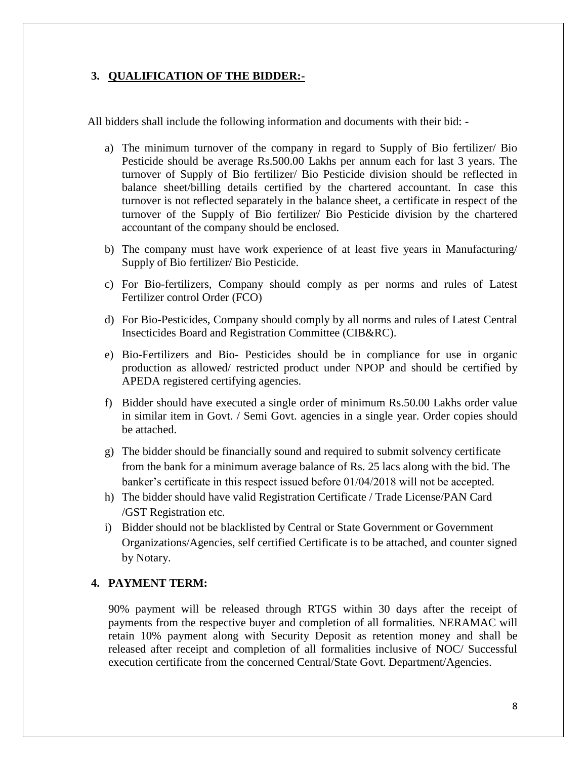## 3. QUALIFICATION OF THE BIDDER:-

All bidders shall include the following information and documents with their bid: -

a) The minimum turnover of the company in regard to Supply of Bio fertilizer/ Bio Pesticide should be average Rs.500.00 Lakhs per annum each for last 3 years. The turnover of Supply of Bio fertilizer/ Bio Pesticide division should be reflected in balance sheet/billing details certified by the chartered accountant. In case this turnover is not reflected separately in the balance sheet, a certificate in respect of the turnover of the Supply of Bio fertilizer/ Bio Pesticide division by the chartered accountant of the company should be enclosed.

b) The company must have work experience of at least five years in Manufacturing/ Supply of Bio fertilizer/ Bio Pesticide.

c) For Bio-fertilizers, Company should comply as per norms and rules of Latest Fertilizer control Order (FCO)

d) For Bio-Pesticides, Company should comply by all norms and rules of Latest Central Insecticides Board and Registration Committee (CIB&RC).

e) Bio-Fertilizers and Bio- Pesticides should be in compliance for use in organic production as allowed/ restricted product under NPOP and should be certified by APEDA registered certifying agencies.

f) Bidder should have executed a single order of minimum Rs.50.00 Lakhs order value in similar item in Govt. / Semi Govt. agencies in a single year. Order copies should be attached.

g) The bidder should be financially sound and required to submit solvency certificate from the bank for a minimum average balance of Rs. 25 lacs along with the bid. The banker's certificate in this respect issued before 01/04/2018 will not be accepted.

h) The bidder should have valid Registration Certificate / Trade License/PAN Card /GST Registration etc.

i) Bidder should not be blacklisted by Central or State Government or Government Organizations/Agencies, self certified Certificate is to be attached, and counter signed by Notary.

## 4. PAYMENT TERM:

90% payment will be released through RTGS within 30 days after the receipt of payments from the respective buyer and completion of all formalities. NERAMAC will retain 10% payment along with Security Deposit as retention money and shall be released after receipt and completion of all formalities inclusive of NOC/ Successful execution certificate from the concerned Central/State Govt. Department/Agencies.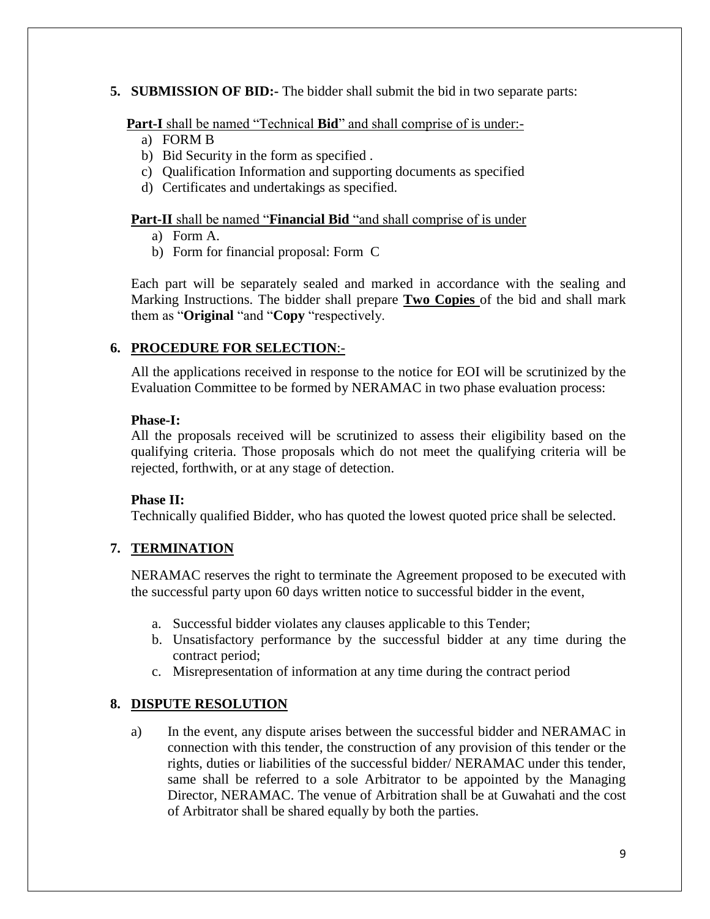**5. SUBMISSION OF BID:-** The bidder shall submit the bid in two separate parts:

**Part-I** shall be named "Technical **Bid**" and shall comprise of is under:-

a) FORM B
b) Bid Security in the form as specified .
c) Qualification Information and supporting documents as specified
d) Certificates and undertakings as specified.

**Part-II** shall be named "**Financial Bid** "and shall comprise of is under

a) Form A.
b) Form for financial proposal: Form C

Each part will be separately sealed and marked in accordance with the sealing and Marking Instructions. The bidder shall prepare **Two Copies** of the bid and shall mark them as "**Original** "and "**Copy** "respectively.

## 6. PROCEDURE FOR SELECTION:-

All the applications received in response to the notice for EOI will be scrutinized by the Evaluation Committee to be formed by NERAMAC in two phase evaluation process:

**Phase-I:**
All the proposals received will be scrutinized to assess their eligibility based on the qualifying criteria. Those proposals which do not meet the qualifying criteria will be rejected, forthwith, or at any stage of detection.

**Phase II:**
Technically qualified Bidder, who has quoted the lowest quoted price shall be selected.

## 7. TERMINATION

NERAMAC reserves the right to terminate the Agreement proposed to be executed with the successful party upon 60 days written notice to successful bidder in the event,

a. Successful bidder violates any clauses applicable to this Tender;
b. Unsatisfactory performance by the successful bidder at any time during the contract period;
c. Misrepresentation of information at any time during the contract period

## 8. DISPUTE RESOLUTION

a) In the event, any dispute arises between the successful bidder and NERAMAC in connection with this tender, the construction of any provision of this tender or the rights, duties or liabilities of the successful bidder/ NERAMAC under this tender, same shall be referred to a sole Arbitrator to be appointed by the Managing Director, NERAMAC. The venue of Arbitration shall be at Guwahati and the cost of Arbitrator shall be shared equally by both the parties.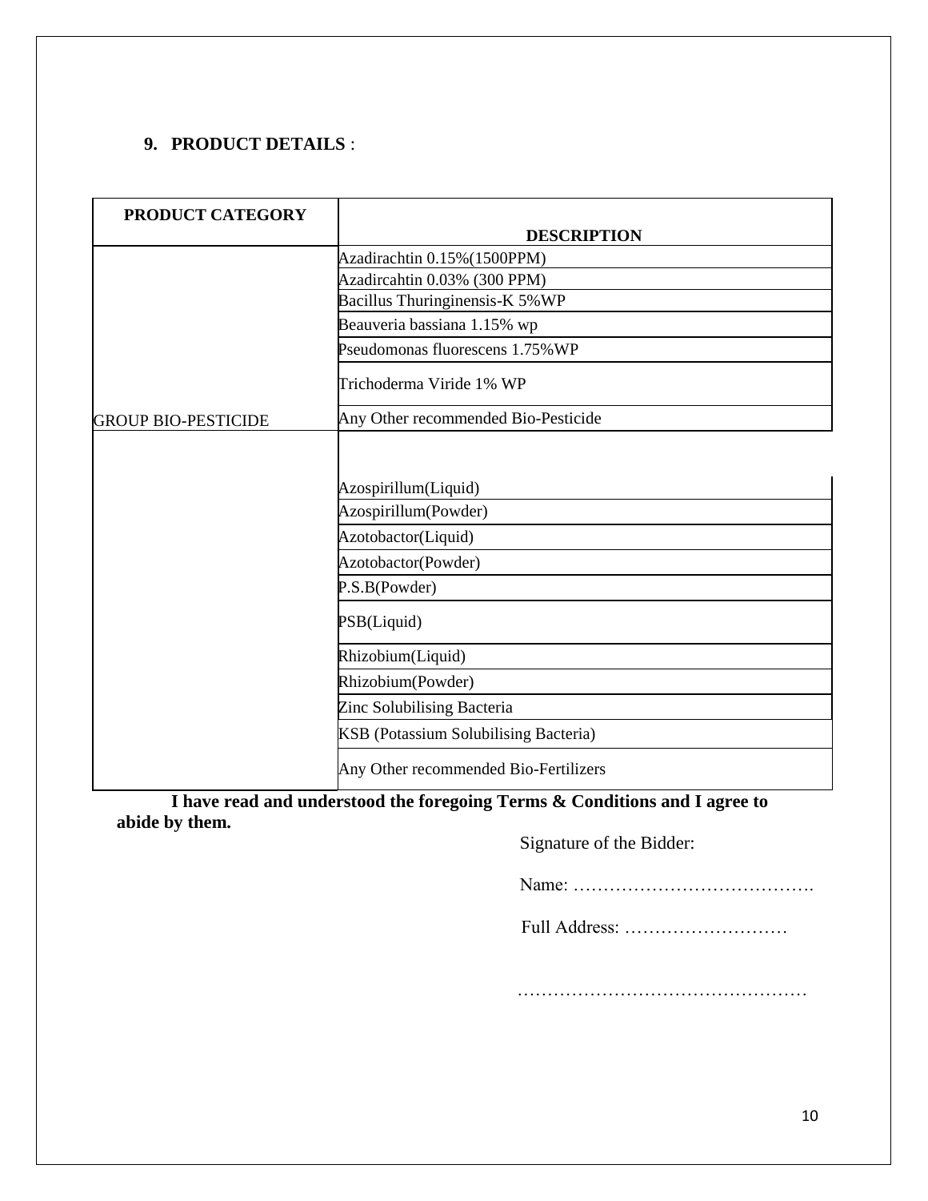**9. PRODUCT DETAILS** :

| PRODUCT CATEGORY | DESCRIPTION |
|---|---|
| GROUP BIO-PESTICIDE | Azadirachtin 0.15%(1500PPM) |
| | Azadircahtin 0.03% (300 PPM) |
| | Bacillus Thuringinensis-K 5%WP |
| | Beauveria bassiana 1.15% wp |
| | Pseudomonas fluorescens 1.75%WP |
| | Trichoderma Viride 1% WP |
| | Any Other recommended Bio-Pesticide |
| | Azospirillum(Liquid) |
| | Azospirillum(Powder) |
| | Azotobactor(Liquid) |
| | Azotobactor(Powder) |
| | P.S.B(Powder) |
| | PSB(Liquid) |
| | Rhizobium(Liquid) |
| | Rhizobium(Powder) |
| | Zinc Solubilising Bacteria |
| | KSB (Potassium Solubilising Bacteria) |
| | Any Other recommended Bio-Fertilizers |

**I have read and understood the foregoing Terms & Conditions and I agree to abide by them.**

Signature of the Bidder:

Name: ………………………………….

Full Address: ………………………

…………………………………………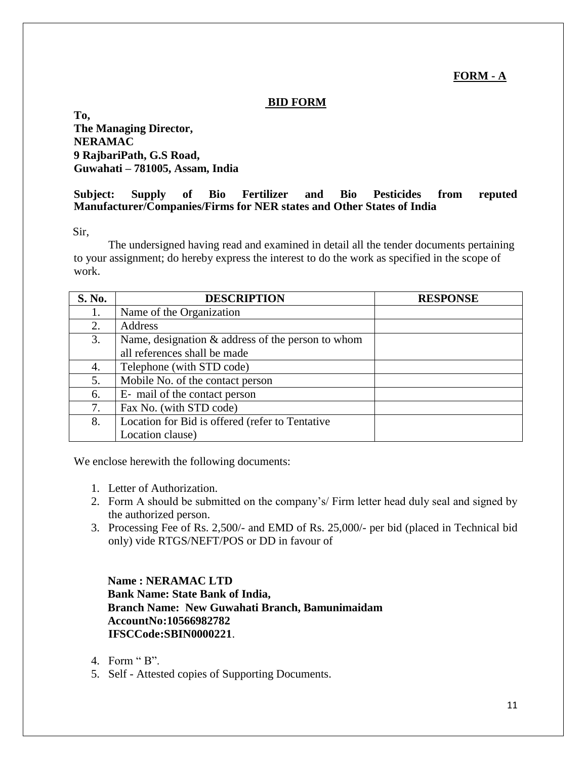**FORM - A**

## BID FORM

**To,**
**The Managing Director,**
**NERAMAC**
**9 RajbariPath, G.S Road,**
**Guwahati – 781005, Assam, India**

**Subject: Supply of Bio Fertilizer and Bio Pesticides from reputed Manufacturer/Companies/Firms for NER states and Other States of India**

Sir,

The undersigned having read and examined in detail all the tender documents pertaining to your assignment; do hereby express the interest to do the work as specified in the scope of work.

| S. No. | DESCRIPTION | RESPONSE |
|---|---|---|
| 1. | Name of the Organization | |
| 2. | Address | |
| 3. | Name, designation & address of the person to whom all references shall be made | |
| 4. | Telephone (with STD code) | |
| 5. | Mobile No. of the contact person | |
| 6. | E- mail of the contact person | |
| 7. | Fax No. (with STD code) | |
| 8. | Location for Bid is offered (refer to Tentative Location clause) | |

We enclose herewith the following documents:

1. Letter of Authorization.
2. Form A should be submitted on the company's/ Firm letter head duly seal and signed by the authorized person.
3. Processing Fee of Rs. 2,500/- and EMD of Rs. 25,000/- per bid (placed in Technical bid only) vide RTGS/NEFT/POS or DD in favour of

   **Name : NERAMAC LTD**
   **Bank Name: State Bank of India,**
   **Branch Name: New Guwahati Branch, Bamunimaidam**
   **AccountNo:10566982782**
   **IFSCCode:SBIN0000221**.

4. Form " B".
5. Self - Attested copies of Supporting Documents.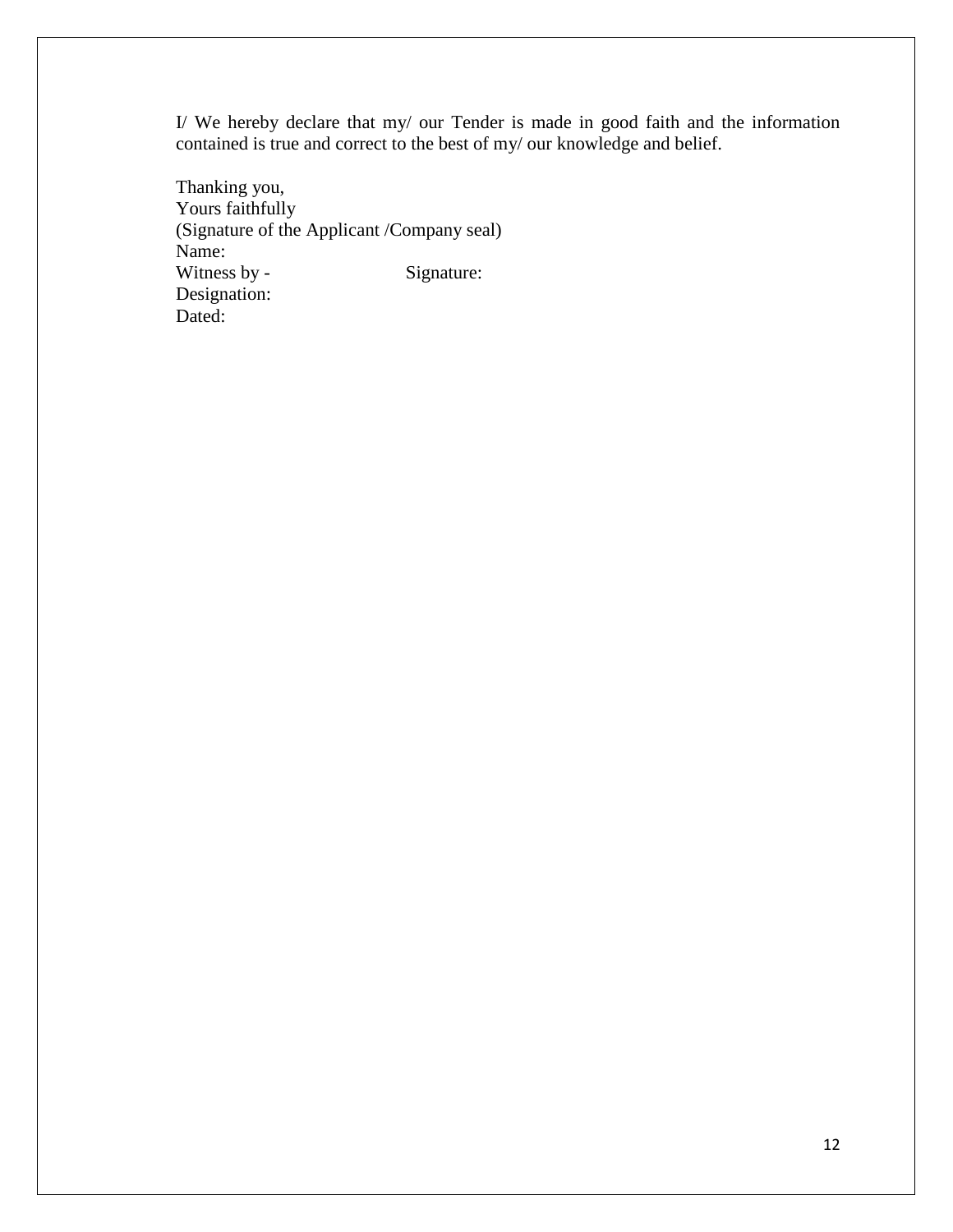I/ We hereby declare that my/ our Tender is made in good faith and the information contained is true and correct to the best of my/ our knowledge and belief.

Thanking you,  
Yours faithfully  
(Signature of the Applicant /Company seal)  
Name:  
Witness by - Signature:  
Designation:  
Dated: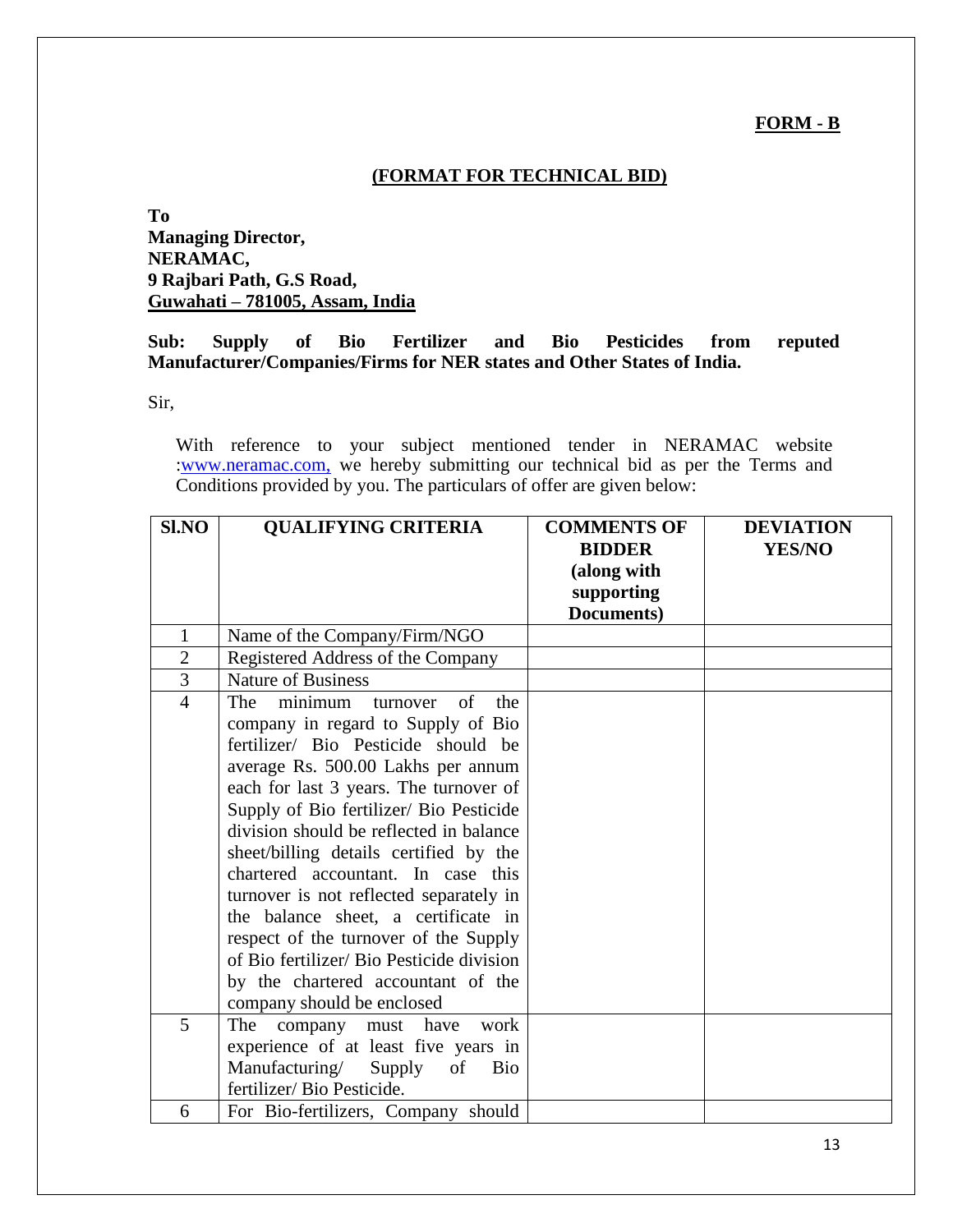**FORM - B**

**(FORMAT FOR TECHNICAL BID)**

**To**
**Managing Director,**
**NERAMAC,**
**9 Rajbari Path, G.S Road,**
**Guwahati – 781005, Assam, India**

**Sub: Supply of Bio Fertilizer and Bio Pesticides from reputed Manufacturer/Companies/Firms for NER states and Other States of India.**

Sir,

With reference to your subject mentioned tender in NERAMAC website :www.neramac.com, we hereby submitting our technical bid as per the Terms and Conditions provided by you. The particulars of offer are given below:

| Sl.NO | QUALIFYING CRITERIA | COMMENTS OF BIDDER (along with supporting Documents) | DEVIATION YES/NO |
|---|---|---|---|
| 1 | Name of the Company/Firm/NGO | | |
| 2 | Registered Address of the Company | | |
| 3 | Nature of Business | | |
| 4 | The minimum turnover of the company in regard to Supply of Bio fertilizer/ Bio Pesticide should be average Rs. 500.00 Lakhs per annum each for last 3 years. The turnover of Supply of Bio fertilizer/ Bio Pesticide division should be reflected in balance sheet/billing details certified by the chartered accountant. In case this turnover is not reflected separately in the balance sheet, a certificate in respect of the turnover of the Supply of Bio fertilizer/ Bio Pesticide division by the chartered accountant of the company should be enclosed | | |
| 5 | The company must have work experience of at least five years in Manufacturing/ Supply of Bio fertilizer/ Bio Pesticide. | | |
| 6 | For Bio-fertilizers, Company should | | |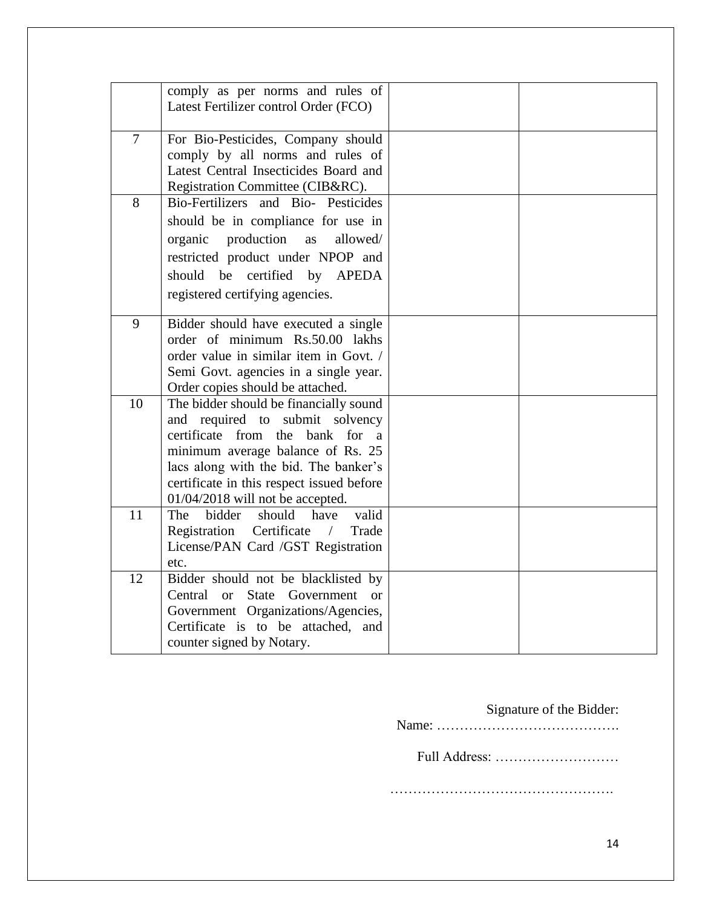| | | | |
|---|---|---|---|
| | comply as per norms and rules of Latest Fertilizer control Order (FCO) | | |
| 7 | For Bio-Pesticides, Company should comply by all norms and rules of Latest Central Insecticides Board and Registration Committee (CIB&RC). | | |
| 8 | Bio-Fertilizers and Bio- Pesticides should be in compliance for use in organic production as allowed/ restricted product under NPOP and should be certified by APEDA registered certifying agencies. | | |
| 9 | Bidder should have executed a single order of minimum Rs.50.00 lakhs order value in similar item in Govt. / Semi Govt. agencies in a single year. Order copies should be attached. | | |
| 10 | The bidder should be financially sound and required to submit solvency certificate from the bank for a minimum average balance of Rs. 25 lacs along with the bid. The banker's certificate in this respect issued before 01/04/2018 will not be accepted. | | |
| 11 | The bidder should have valid Registration Certificate / Trade License/PAN Card /GST Registration etc. | | |
| 12 | Bidder should not be blacklisted by Central or State Government or Government Organizations/Agencies, Certificate is to be attached, and counter signed by Notary. | | |

Signature of the Bidder:

Name: ………………………………….

Full Address: ………………………

………………………………………….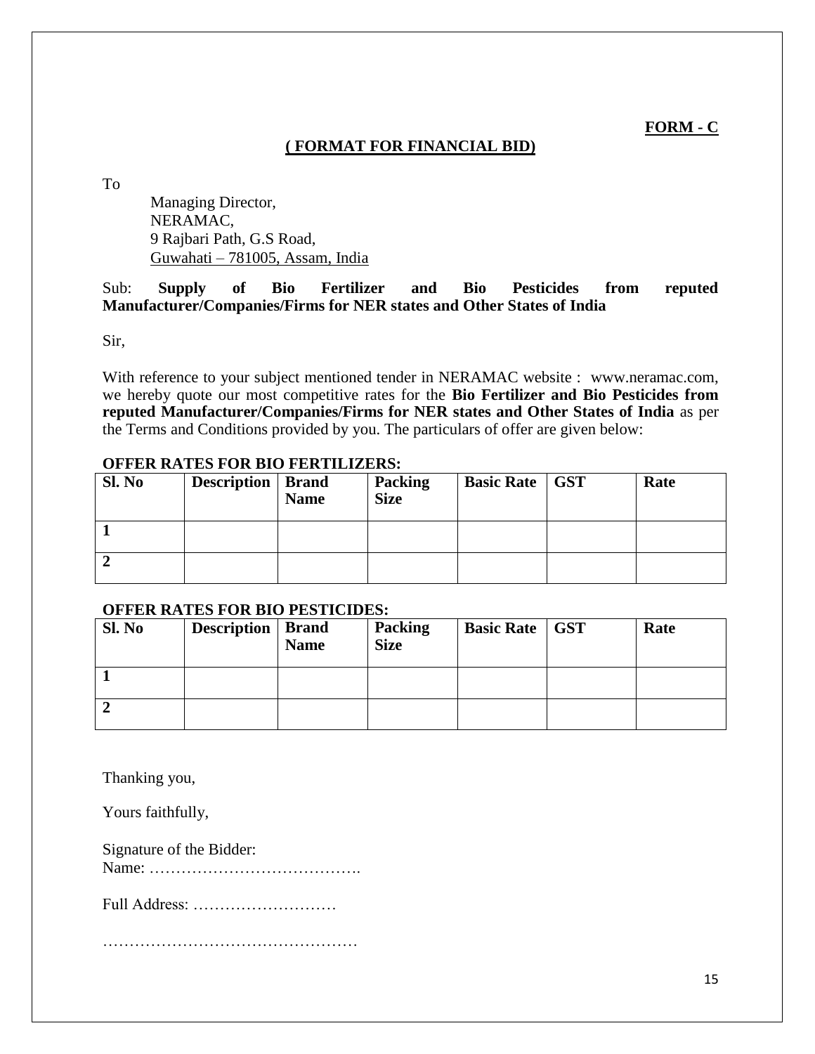**FORM - C**

## **( FORMAT FOR FINANCIAL BID)**

To

Managing Director,
NERAMAC,
9 Rajbari Path, G.S Road,
Guwahati – 781005, Assam, India

Sub: **Supply of Bio Fertilizer and Bio Pesticides from reputed Manufacturer/Companies/Firms for NER states and Other States of India**

Sir,

With reference to your subject mentioned tender in NERAMAC website : www.neramac.com, we hereby quote our most competitive rates for the **Bio Fertilizer and Bio Pesticides from reputed Manufacturer/Companies/Firms for NER states and Other States of India** as per the Terms and Conditions provided by you. The particulars of offer are given below:

**OFFER RATES FOR BIO FERTILIZERS:**

| Sl. No | Description | Brand Name | Packing Size | Basic Rate | GST | Rate |
|---|---|---|---|---|---|---|
| 1 | | | | | | |
| 2 | | | | | | |

**OFFER RATES FOR BIO PESTICIDES:**

| Sl. No | Description | Brand Name | Packing Size | Basic Rate | GST | Rate |
|---|---|---|---|---|---|---|
| 1 | | | | | | |
| 2 | | | | | | |

Thanking you,

Yours faithfully,

Signature of the Bidder:
Name: …………………………………..

Full Address: ………………………

…………………………………………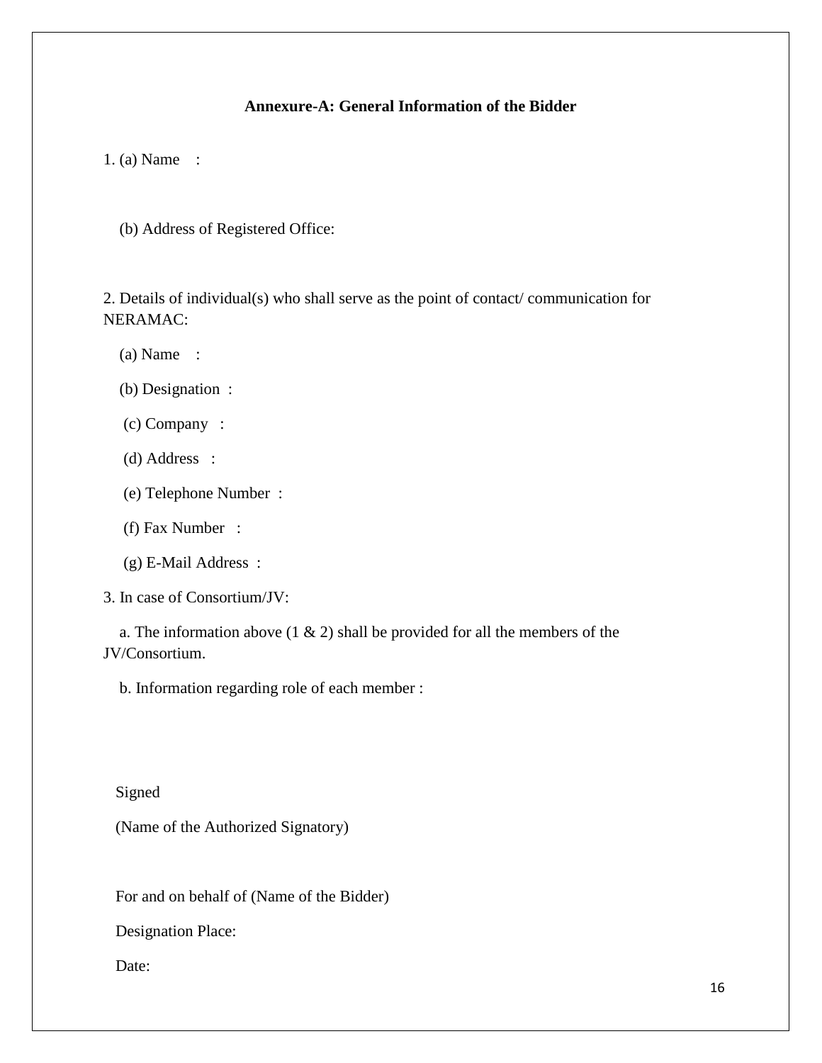## Annexure-A: General Information of the Bidder

1. (a) Name :

   (b) Address of Registered Office:

2. Details of individual(s) who shall serve as the point of contact/ communication for NERAMAC:

   (a) Name :

   (b) Designation :

   (c) Company :

   (d) Address :

   (e) Telephone Number :

   (f) Fax Number :

   (g) E-Mail Address :

3. In case of Consortium/JV:

   a. The information above (1 & 2) shall be provided for all the members of the JV/Consortium.

   b. Information regarding role of each member :

Signed

(Name of the Authorized Signatory)

For and on behalf of (Name of the Bidder)

Designation Place:

Date: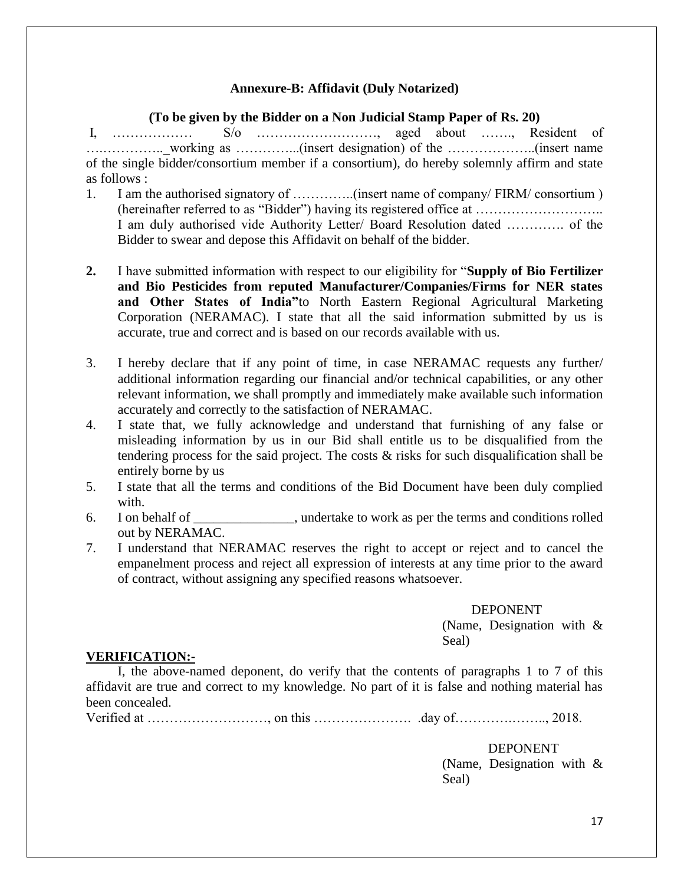**Annexure-B: Affidavit (Duly Notarized)**

**(To be given by the Bidder on a Non Judicial Stamp Paper of Rs. 20)**

I, ……………… S/o ………………………, aged about ……., Resident of ….………….._working as …………...(insert designation) of the ………………..(insert name of the single bidder/consortium member if a consortium), do hereby solemnly affirm and state as follows :

1. I am the authorised signatory of …………..(insert name of company/ FIRM/ consortium ) (hereinafter referred to as "Bidder") having its registered office at ……………………….. I am duly authorised vide Authority Letter/ Board Resolution dated …………. of the Bidder to swear and depose this Affidavit on behalf of the bidder.

2. I have submitted information with respect to our eligibility for "**Supply of Bio Fertilizer and Bio Pesticides from reputed Manufacturer/Companies/Firms for NER states and Other States of India"**to North Eastern Regional Agricultural Marketing Corporation (NERAMAC). I state that all the said information submitted by us is accurate, true and correct and is based on our records available with us.

3. I hereby declare that if any point of time, in case NERAMAC requests any further/ additional information regarding our financial and/or technical capabilities, or any other relevant information, we shall promptly and immediately make available such information accurately and correctly to the satisfaction of NERAMAC.
4. I state that, we fully acknowledge and understand that furnishing of any false or misleading information by us in our Bid shall entitle us to be disqualified from the tendering process for the said project. The costs & risks for such disqualification shall be entirely borne by us
5. I state that all the terms and conditions of the Bid Document have been duly complied with.
6. I on behalf of _______________, undertake to work as per the terms and conditions rolled out by NERAMAC.
7. I understand that NERAMAC reserves the right to accept or reject and to cancel the empanelment process and reject all expression of interests at any time prior to the award of contract, without assigning any specified reasons whatsoever.

DEPONENT
(Name, Designation with & Seal)

**VERIFICATION:-**

I, the above-named deponent, do verify that the contents of paragraphs 1 to 7 of this affidavit are true and correct to my knowledge. No part of it is false and nothing material has been concealed.

Verified at ………………………, on this …………………. .day of………….…….., 2018.

DEPONENT
(Name, Designation with & Seal)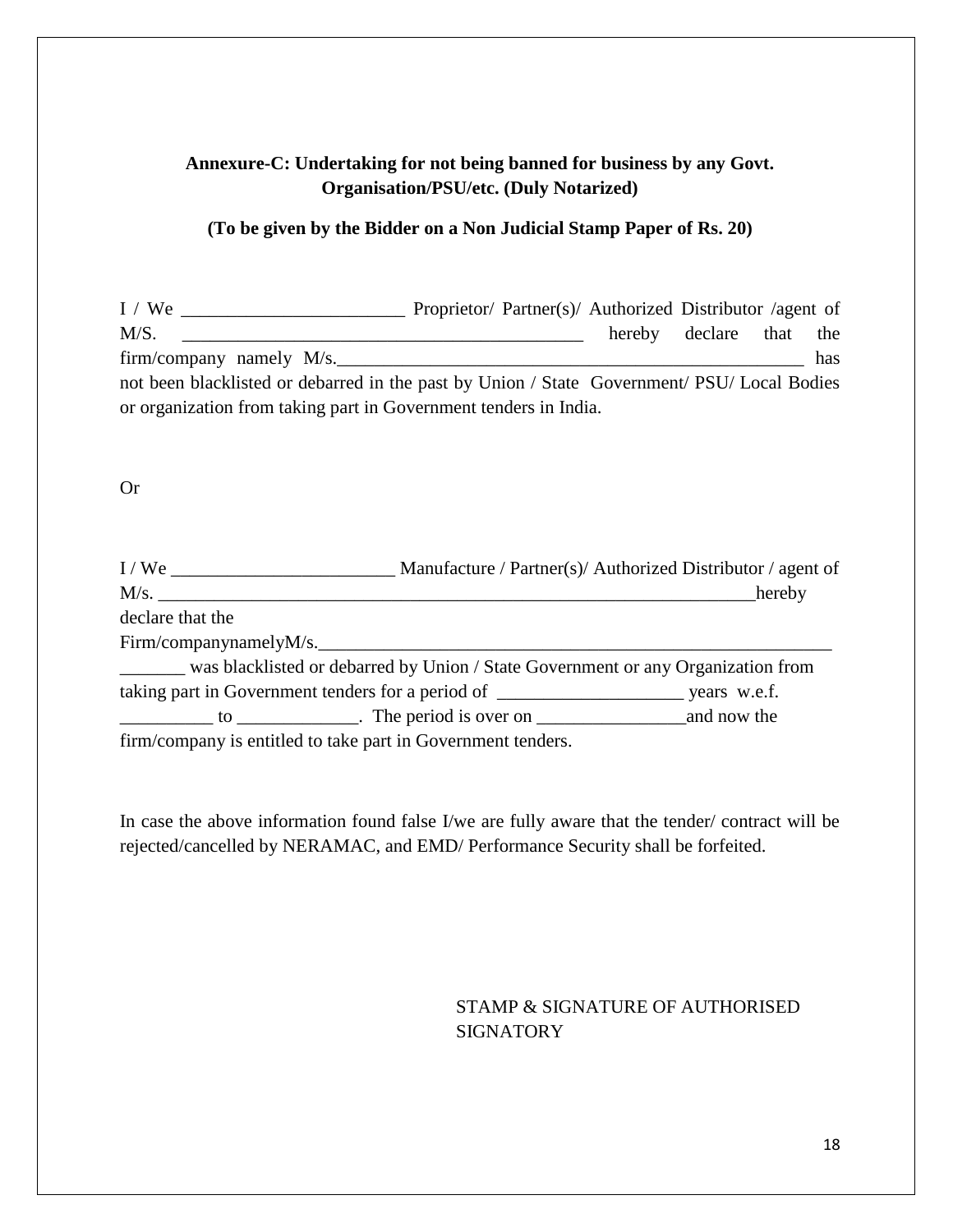**Annexure-C: Undertaking for not being banned for business by any Govt. Organisation/PSU/etc. (Duly Notarized)**

**(To be given by the Bidder on a Non Judicial Stamp Paper of Rs. 20)**

I / We ________________________ Proprietor/ Partner(s)/ Authorized Distributor /agent of M/S. ____________________________________________ hereby declare that the firm/company namely M/s.__________________________________________________ has not been blacklisted or debarred in the past by Union / State Government/ PSU/ Local Bodies or organization from taking part in Government tenders in India.

Or

I / We ________________________ Manufacture / Partner(s)/ Authorized Distributor / agent of M/s. _________________________________________________________________hereby declare that the Firm/companynamelyM/s.________________________________________________________ _______ was blacklisted or debarred by Union / State Government or any Organization from taking part in Government tenders for a period of ___________________ years w.e.f. __________ to _____________. The period is over on ________________and now the firm/company is entitled to take part in Government tenders.

In case the above information found false I/we are fully aware that the tender/ contract will be rejected/cancelled by NERAMAC, and EMD/ Performance Security shall be forfeited.

STAMP & SIGNATURE OF AUTHORISED SIGNATORY